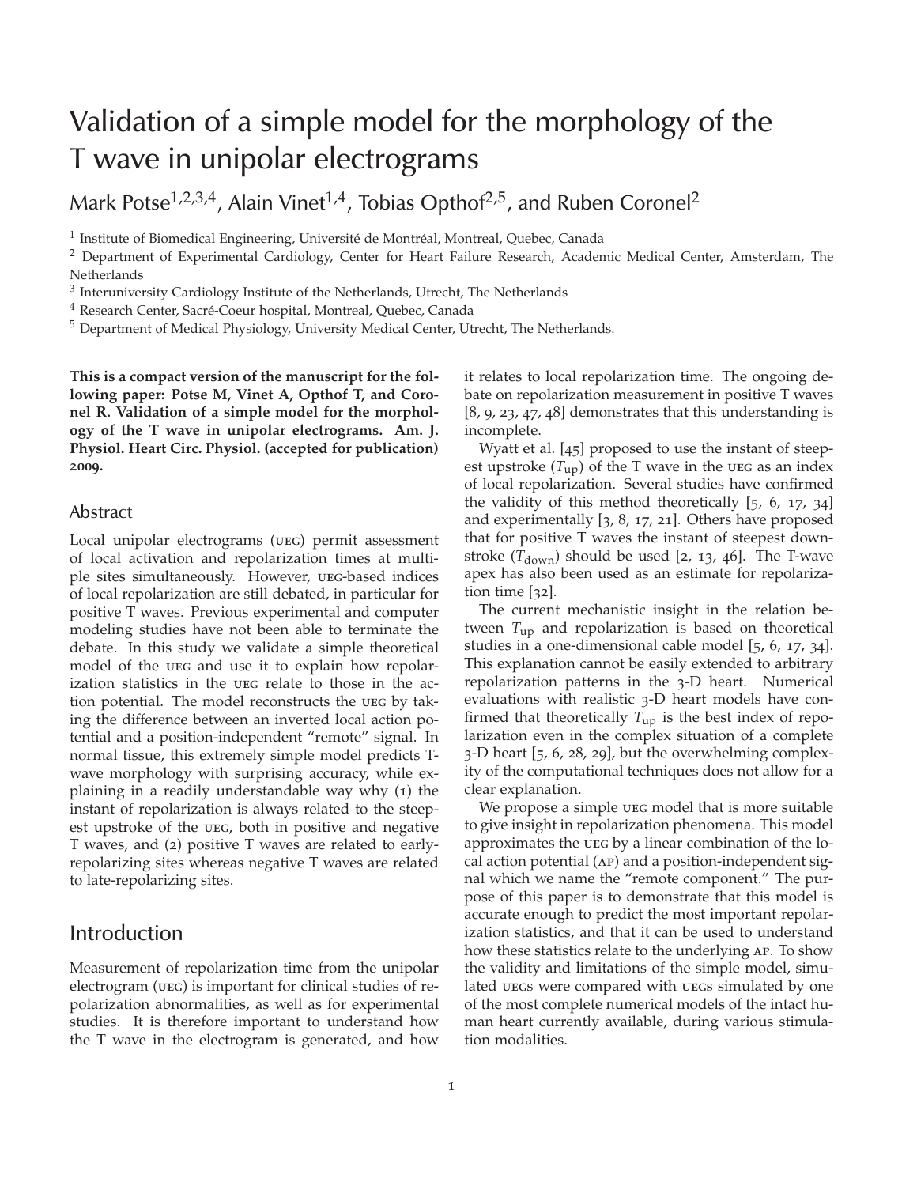# Validation of a simple model for the morphology of the T wave in unipolar electrograms

Mark Potse[1,2,3,4], Alain Vinet[1,4], Tobias Opthof[2,5], and Ruben Coronel[2]

[1] Institute of Biomedical Engineering, Université de Montréal, Montreal, Quebec, Canada

[2] Department of Experimental Cardiology, Center for Heart Failure Research, Academic Medical Center, Amsterdam, The Netherlands

[3] Interuniversity Cardiology Institute of the Netherlands, Utrecht, The Netherlands

[4] Research Center, Sacré-Coeur hospital, Montreal, Quebec, Canada

[5] Department of Medical Physiology, University Medical Center, Utrecht, The Netherlands.

**This is a compact version of the manuscript for the following paper: Potse M, Vinet A, Opthof T, and Coronel R. Validation of a simple model for the morphology of the T wave in unipolar electrograms. Am. J. Physiol. Heart Circ. Physiol. (accepted for publication) 2009.**

## Abstract

Local unipolar electrograms (UEG) permit assessment of local activation and repolarization times at multiple sites simultaneously. However, UEG-based indices of local repolarization are still debated, in particular for positive T waves. Previous experimental and computer modeling studies have not been able to terminate the debate. In this study we validate a simple theoretical model of the UEG and use it to explain how repolarization statistics in the UEG relate to those in the action potential. The model reconstructs the UEG by taking the difference between an inverted local action potential and a position-independent "remote" signal. In normal tissue, this extremely simple model predicts T-wave morphology with surprising accuracy, while explaining in a readily understandable way why (1) the instant of repolarization is always related to the steepest upstroke of the UEG, both in positive and negative T waves, and (2) positive T waves are related to early-repolarizing sites whereas negative T waves are related to late-repolarizing sites.

## Introduction

Measurement of repolarization time from the unipolar electrogram (UEG) is important for clinical studies of repolarization abnormalities, as well as for experimental studies. It is therefore important to understand how the T wave in the electrogram is generated, and how it relates to local repolarization time. The ongoing debate on repolarization measurement in positive T waves [8, 9, 23, 47, 48] demonstrates that this understanding is incomplete.

Wyatt et al. [45] proposed to use the instant of steepest upstroke ($T_{\mathrm{up}}$) of the T wave in the UEG as an index of local repolarization. Several studies have confirmed the validity of this method theoretically [5, 6, 17, 34] and experimentally [3, 8, 17, 21]. Others have proposed that for positive T waves the instant of steepest downstroke ($T_{\mathrm{down}}$) should be used [2, 13, 46]. The T-wave apex has also been used as an estimate for repolarization time [32].

The current mechanistic insight in the relation between $T_{\mathrm{up}}$ and repolarization is based on theoretical studies in a one-dimensional cable model [5, 6, 17, 34]. This explanation cannot be easily extended to arbitrary repolarization patterns in the 3-D heart. Numerical evaluations with realistic 3-D heart models have confirmed that theoretically $T_{\mathrm{up}}$ is the best index of repolarization even in the complex situation of a complete 3-D heart [5, 6, 28, 29], but the overwhelming complexity of the computational techniques does not allow for a clear explanation.

We propose a simple UEG model that is more suitable to give insight in repolarization phenomena. This model approximates the UEG by a linear combination of the local action potential (AP) and a position-independent signal which we name the "remote component." The purpose of this paper is to demonstrate that this model is accurate enough to predict the most important repolarization statistics, and that it can be used to understand how these statistics relate to the underlying AP. To show the validity and limitations of the simple model, simulated UEGS were compared with UEGS simulated by one of the most complete numerical models of the intact human heart currently available, during various stimulation modalities.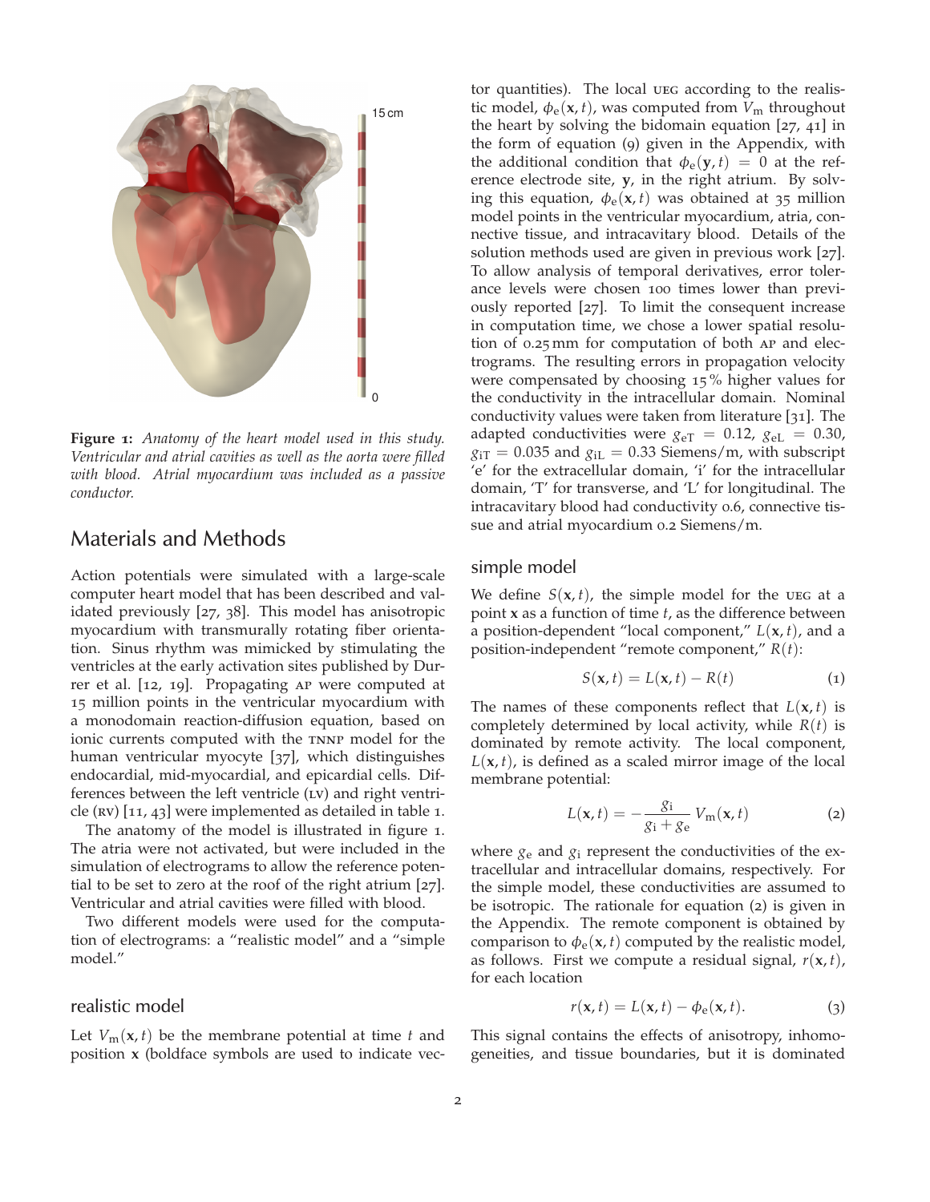**Figure 1:** *Anatomy of the heart model used in this study. Ventricular and atrial cavities as well as the aorta were filled with blood. Atrial myocardium was included as a passive conductor.*

## Materials and Methods

Action potentials were simulated with a large-scale computer heart model that has been described and validated previously [27, 38]. This model has anisotropic myocardium with transmurally rotating fiber orientation. Sinus rhythm was mimicked by stimulating the ventricles at the early activation sites published by Durrer et al. [12, 19]. Propagating AP were computed at 15 million points in the ventricular myocardium with a monodomain reaction-diffusion equation, based on ionic currents computed with the TNNP model for the human ventricular myocyte [37], which distinguishes endocardial, mid-myocardial, and epicardial cells. Differences between the left ventricle (LV) and right ventricle (RV) [11, 43] were implemented as detailed in table 1.

The anatomy of the model is illustrated in figure 1. The atria were not activated, but were included in the simulation of electrograms to allow the reference potential to be set to zero at the roof of the right atrium [27]. Ventricular and atrial cavities were filled with blood.

Two different models were used for the computation of electrograms: a "realistic model" and a "simple model."

### realistic model

Let $V_m(\mathbf{x}, t)$ be the membrane potential at time $t$ and position $\mathbf{x}$ (boldface symbols are used to indicate vector quantities). The local UEG according to the realistic model, $\phi_e(\mathbf{x}, t)$, was computed from $V_m$ throughout the heart by solving the bidomain equation [27, 41] in the form of equation (9) given in the Appendix, with the additional condition that $\phi_e(\mathbf{y}, t) = 0$ at the reference electrode site, $\mathbf{y}$, in the right atrium. By solving this equation, $\phi_e(\mathbf{x}, t)$ was obtained at 35 million model points in the ventricular myocardium, atria, connective tissue, and intracavitary blood. Details of the solution methods used are given in previous work [27]. To allow analysis of temporal derivatives, error tolerance levels were chosen 100 times lower than previously reported [27]. To limit the consequent increase in computation time, we chose a lower spatial resolution of 0.25 mm for computation of both AP and electrograms. The resulting errors in propagation velocity were compensated by choosing 15 % higher values for the conductivity in the intracellular domain. Nominal conductivity values were taken from literature [31]. The adapted conductivities were $g_{eT} = 0.12$, $g_{eL} = 0.30$, $g_{iT} = 0.035$ and $g_{iL} = 0.33$ Siemens/m, with subscript 'e' for the extracellular domain, 'i' for the intracellular domain, 'T' for transverse, and 'L' for longitudinal. The intracavitary blood had conductivity 0.6, connective tissue and atrial myocardium 0.2 Siemens/m.

### simple model

We define $S(\mathbf{x}, t)$, the simple model for the UEG at a point $\mathbf{x}$ as a function of time $t$, as the difference between a position-dependent "local component," $L(\mathbf{x}, t)$, and a position-independent "remote component," $R(t)$:

$$S(\mathbf{x}, t) = L(\mathbf{x}, t) - R(t) \tag{1}$$

The names of these components reflect that $L(\mathbf{x}, t)$ is completely determined by local activity, while $R(t)$ is dominated by remote activity. The local component, $L(\mathbf{x}, t)$, is defined as a scaled mirror image of the local membrane potential:

$$L(\mathbf{x}, t) = -\frac{g_i}{g_i + g_e} V_m(\mathbf{x}, t) \tag{2}$$

where $g_e$ and $g_i$ represent the conductivities of the extracellular and intracellular domains, respectively. For the simple model, these conductivities are assumed to be isotropic. The rationale for equation (2) is given in the Appendix. The remote component is obtained by comparison to $\phi_e(\mathbf{x}, t)$ computed by the realistic model, as follows. First we compute a residual signal, $r(\mathbf{x}, t)$, for each location

$$r(\mathbf{x}, t) = L(\mathbf{x}, t) - \phi_e(\mathbf{x}, t). \tag{3}$$

This signal contains the effects of anisotropy, inhomogeneities, and tissue boundaries, but it is dominated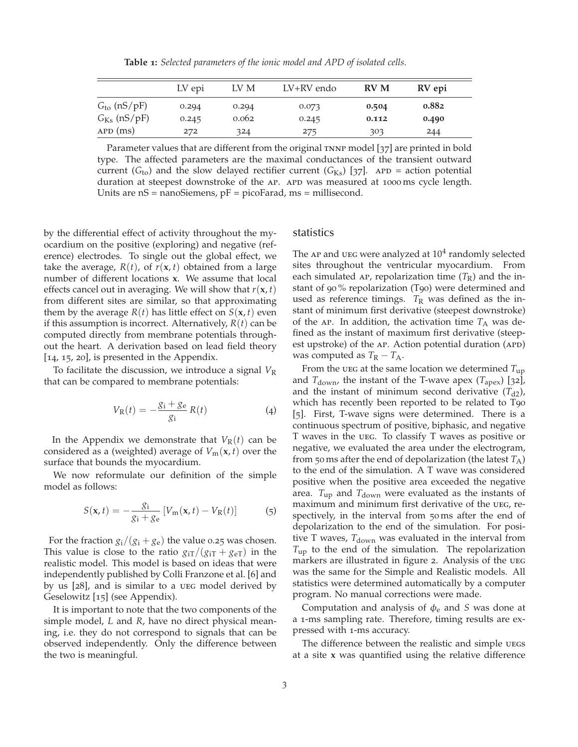**Table 1:** *Selected parameters of the ionic model and APD of isolated cells.*

| | LV epi | LV M | LV+RV endo | **RV M** | **RV epi** |
|---|---|---|---|---|---|
| $G_{\mathrm{to}}$ (nS/pF) | 0.294 | 0.294 | 0.073 | **0.504** | **0.882** |
| $G_{\mathrm{Ks}}$ (nS/pF) | 0.245 | 0.062 | 0.245 | **0.112** | **0.490** |
| APD (ms) | 272 | 324 | 275 | 303 | 244 |

Parameter values that are different from the original TNNP model [37] are printed in bold type. The affected parameters are the maximal conductances of the transient outward current ($G_{\mathrm{to}}$) and the slow delayed rectifier current ($G_{\mathrm{Ks}}$) [37]. APD = action potential duration at steepest downstroke of the AP. APD was measured at 1000 ms cycle length. Units are nS = nanoSiemens, pF = picoFarad, ms = millisecond.

by the differential effect of activity throughout the myocardium on the positive (exploring) and negative (reference) electrodes. To single out the global effect, we take the average, $R(t)$, of $r(\mathbf{x}, t)$ obtained from a large number of different locations $\mathbf{x}$. We assume that local effects cancel out in averaging. We will show that $r(\mathbf{x}, t)$ from different sites are similar, so that approximating them by the average $R(t)$ has little effect on $S(\mathbf{x}, t)$ even if this assumption is incorrect. Alternatively, $R(t)$ can be computed directly from membrane potentials throughout the heart. A derivation based on lead field theory [14, 15, 20], is presented in the Appendix.

To facilitate the discussion, we introduce a signal $V_{\mathrm{R}}$ that can be compared to membrane potentials:

$$V_{\mathrm{R}}(t) = -\frac{g_{\mathrm{i}} + g_{\mathrm{e}}}{g_{\mathrm{i}}} R(t) \tag{4}$$

In the Appendix we demonstrate that $V_{\mathrm{R}}(t)$ can be considered as a (weighted) average of $V_{\mathrm{m}}(\mathbf{x}, t)$ over the surface that bounds the myocardium.

We now reformulate our definition of the simple model as follows:

$$S(\mathbf{x}, t) = -\frac{g_{\mathrm{i}}}{g_{\mathrm{i}} + g_{\mathrm{e}}} \left[ V_{\mathrm{m}}(\mathbf{x}, t) - V_{\mathrm{R}}(t) \right] \tag{5}$$

For the fraction $g_{\mathrm{i}}/(g_{\mathrm{i}} + g_{\mathrm{e}})$ the value 0.25 was chosen. This value is close to the ratio $g_{\mathrm{iT}}/(g_{\mathrm{iT}} + g_{\mathrm{eT}})$ in the realistic model. This model is based on ideas that were independently published by Colli Franzone et al. [6] and by us [28], and is similar to a UEG model derived by Geselowitz [15] (see Appendix).

It is important to note that the two components of the simple model, $L$ and $R$, have no direct physical meaning, i.e. they do not correspond to signals that can be observed independently. Only the difference between the two is meaningful.

## statistics

The AP and UEG were analyzed at $10^4$ randomly selected sites throughout the ventricular myocardium. From each simulated AP, repolarization time ($T_{\mathrm{R}}$) and the instant of 90 % repolarization (T90) were determined and used as reference timings. $T_{\mathrm{R}}$ was defined as the instant of minimum first derivative (steepest downstroke) of the AP. In addition, the activation time $T_{\mathrm{A}}$ was defined as the instant of maximum first derivative (steepest upstroke) of the AP. Action potential duration (APD) was computed as $T_{\mathrm{R}} - T_{\mathrm{A}}$.

From the UEG at the same location we determined $T_{\mathrm{up}}$ and $T_{\mathrm{down}}$, the instant of the T-wave apex ($T_{\mathrm{apex}}$) [32], and the instant of minimum second derivative ($T_{\mathrm{d2}}$), which has recently been reported to be related to T90 [5]. First, T-wave signs were determined. There is a continuous spectrum of positive, biphasic, and negative T waves in the UEG. To classify T waves as positive or negative, we evaluated the area under the electrogram, from 50 ms after the end of depolarization (the latest $T_{\mathrm{A}}$) to the end of the simulation. A T wave was considered positive when the positive area exceeded the negative area. $T_{\mathrm{up}}$ and $T_{\mathrm{down}}$ were evaluated as the instants of maximum and minimum first derivative of the UEG, respectively, in the interval from 50 ms after the end of depolarization to the end of the simulation. For positive T waves, $T_{\mathrm{down}}$ was evaluated in the interval from $T_{\mathrm{up}}$ to the end of the simulation. The repolarization markers are illustrated in figure 2. Analysis of the UEG was the same for the Simple and Realistic models. All statistics were determined automatically by a computer program. No manual corrections were made.

Computation and analysis of $\phi_{\mathrm{e}}$ and $S$ was done at a 1-ms sampling rate. Therefore, timing results are expressed with 1-ms accuracy.

The difference between the realistic and simple UEGs at a site $\mathbf{x}$ was quantified using the relative difference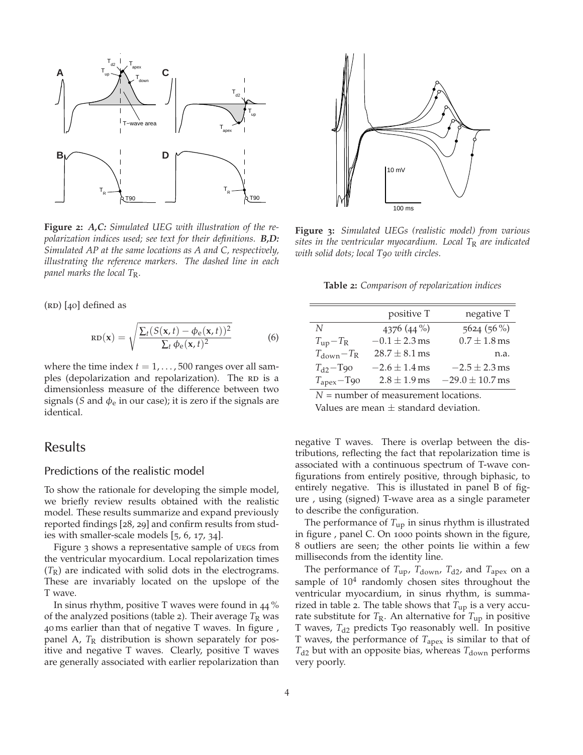**Figure 2:** *A,C: Simulated UEG with illustration of the repolarization indices used; see text for their definitions. B,D: Simulated AP at the same locations as A and C, respectively, illustrating the reference markers. The dashed line in each panel marks the local $T_R$.*

**Figure 3:** *Simulated UEGs (realistic model) from various sites in the ventricular myocardium. Local $T_R$ are indicated with solid dots; local T90 with circles.*

(RD) [40] defined as

$$\mathrm{RD}(\mathbf{x}) = \sqrt{\frac{\sum_t (S(\mathbf{x},t) - \phi_e(\mathbf{x},t))^2}{\sum_t \phi_e(\mathbf{x},t)^2}} \tag{6}$$

where the time index $t = 1, \ldots, 500$ ranges over all samples (depolarization and repolarization). The RD is a dimensionless measure of the difference between two signals ($S$ and $\phi_e$ in our case); it is zero if the signals are identical.

## Results

### Predictions of the realistic model

To show the rationale for developing the simple model, we briefly review results obtained with the realistic model. These results summarize and expand previously reported findings [28, 29] and confirm results from studies with smaller-scale models [5, 6, 17, 34].

Figure 3 shows a representative sample of UEGs from the ventricular myocardium. Local repolarization times ($T_R$) are indicated with solid dots in the electrograms. These are invariably located on the upslope of the T wave.

In sinus rhythm, positive T waves were found in 44 % of the analyzed positions (table 2). Their average $T_R$ was 40 ms earlier than that of negative T waves. In figure , panel A, $T_R$ distribution is shown separately for positive and negative T waves. Clearly, positive T waves are generally associated with earlier repolarization than negative T waves. There is overlap between the distributions, reflecting the fact that repolarization time is associated with a continuous spectrum of T-wave configurations from entirely positive, through biphasic, to entirely negative. This is illustated in panel B of figure , using (signed) T-wave area as a single parameter to describe the configuration.

The performance of $T_{up}$ in sinus rhythm is illustrated in figure , panel C. On 1000 points shown in the figure, 8 outliers are seen; the other points lie within a few milliseconds from the identity line.

The performance of $T_{up}$, $T_{down}$, $T_{d2}$, and $T_{apex}$ on a sample of $10^4$ randomly chosen sites throughout the ventricular myocardium, in sinus rhythm, is summarized in table 2. The table shows that $T_{up}$ is a very accurate substitute for $T_R$. An alternative for $T_{up}$ in positive T waves, $T_{d2}$ predicts T90 reasonably well. In positive T waves, the performance of $T_{apex}$ is similar to that of $T_{d2}$ but with an opposite bias, whereas $T_{down}$ performs very poorly.

**Table 2:** *Comparison of repolarization indices*

| | positive T | negative T |
|---|---|---|
| $N$ | 4376 (44 %) | 5624 (56 %) |
| $T_{up} - T_R$ | $-0.1 \pm 2.3$ ms | $0.7 \pm 1.8$ ms |
| $T_{down} - T_R$ | $28.7 \pm 8.1$ ms | n.a. |
| $T_{d2} -$ T90 | $-2.6 \pm 1.4$ ms | $-2.5 \pm 2.3$ ms |
| $T_{apex} -$ T90 | $2.8 \pm 1.9$ ms | $-29.0 \pm 10.7$ ms |

$N$ = number of measurement locations.
Values are mean $\pm$ standard deviation.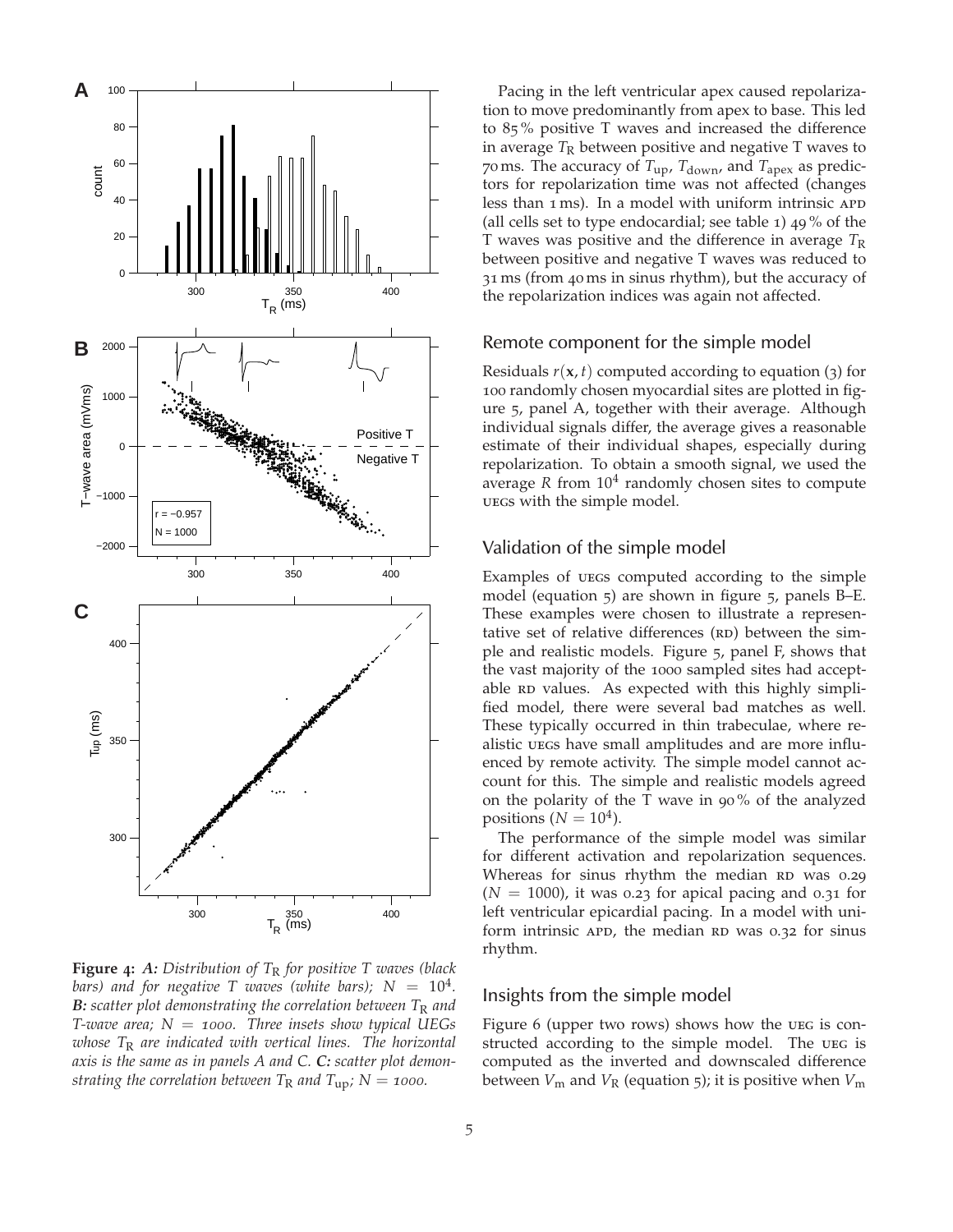**Figure 4:** *A: Distribution of $T_R$ for positive T waves (black bars) and for negative T waves (white bars); $N = 10^4$. **B:** scatter plot demonstrating the correlation between $T_R$ and T-wave area; $N = 1000$. Three insets show typical UEGs whose $T_R$ are indicated with vertical lines. The horizontal axis is the same as in panels A and C. **C:** scatter plot demonstrating the correlation between $T_R$ and $T_{up}$; $N = 1000$.*

Pacing in the left ventricular apex caused repolarization to move predominantly from apex to base. This led to 85 % positive T waves and increased the difference in average $T_R$ between positive and negative T waves to 70 ms. The accuracy of $T_{up}$, $T_{down}$, and $T_{apex}$ as predictors for repolarization time was not affected (changes less than 1 ms). In a model with uniform intrinsic APD (all cells set to type endocardial; see table 1) 49 % of the T waves was positive and the difference in average $T_R$ between positive and negative T waves was reduced to 31 ms (from 40 ms in sinus rhythm), but the accuracy of the repolarization indices was again not affected.

## Remote component for the simple model

Residuals $r(\mathbf{x}, t)$ computed according to equation (3) for 100 randomly chosen myocardial sites are plotted in figure 5, panel A, together with their average. Although individual signals differ, the average gives a reasonable estimate of their individual shapes, especially during repolarization. To obtain a smooth signal, we used the average $R$ from $10^4$ randomly chosen sites to compute UEGs with the simple model.

## Validation of the simple model

Examples of UEGs computed according to the simple model (equation 5) are shown in figure 5, panels B–E. These examples were chosen to illustrate a representative set of relative differences (RD) between the simple and realistic models. Figure 5, panel F, shows that the vast majority of the 1000 sampled sites had acceptable RD values. As expected with this highly simplified model, there were several bad matches as well. These typically occurred in thin trabeculae, where realistic UEGs have small amplitudes and are more influenced by remote activity. The simple model cannot account for this. The simple and realistic models agreed on the polarity of the T wave in 90 % of the analyzed positions ($N = 10^4$).

The performance of the simple model was similar for different activation and repolarization sequences. Whereas for sinus rhythm the median RD was 0.29 ($N = 1000$), it was 0.23 for apical pacing and 0.31 for left ventricular epicardial pacing. In a model with uniform intrinsic APD, the median RD was 0.32 for sinus rhythm.

## Insights from the simple model

Figure 6 (upper two rows) shows how the UEG is constructed according to the simple model. The UEG is computed as the inverted and downscaled difference between $V_m$ and $V_R$ (equation 5); it is positive when $V_m$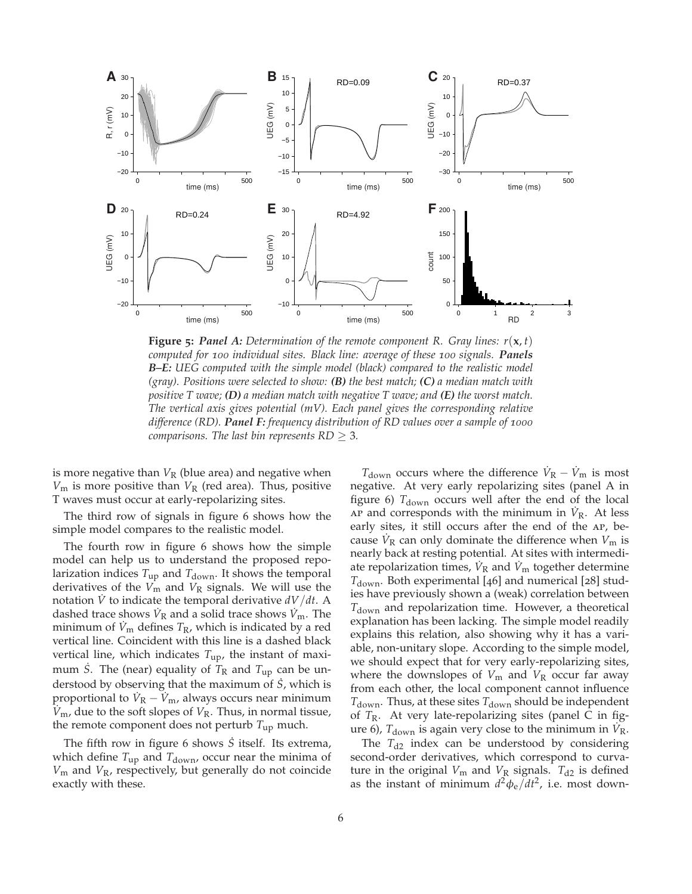**Figure 5:** ***Panel A:*** *Determination of the remote component R. Gray lines: $r(\mathbf{x}, t)$ computed for 100 individual sites. Black line: average of these 100 signals.* ***Panels B–E:*** *UEG computed with the simple model (black) compared to the realistic model (gray). Positions were selected to show:* ***(B)*** *the best match;* ***(C)*** *a median match with positive T wave;* ***(D)*** *a median match with negative T wave; and* ***(E)*** *the worst match. The vertical axis gives potential (mV). Each panel gives the corresponding relative difference (RD).* ***Panel F:*** *frequency distribution of RD values over a sample of 1000 comparisons. The last bin represents RD $\geq 3$.*

is more negative than $V_R$ (blue area) and negative when $V_m$ is more positive than $V_R$ (red area). Thus, positive T waves must occur at early-repolarizing sites.

The third row of signals in figure 6 shows how the simple model compares to the realistic model.

The fourth row in figure 6 shows how the simple model can help us to understand the proposed repolarization indices $T_{up}$ and $T_{down}$. It shows the temporal derivatives of the $V_m$ and $V_R$ signals. We will use the notation $\dot{V}$ to indicate the temporal derivative $dV/dt$. A dashed trace shows $\dot{V}_R$ and a solid trace shows $\dot{V}_m$. The minimum of $\dot{V}_m$ defines $T_R$, which is indicated by a red vertical line. Coincident with this line is a dashed black vertical line, which indicates $T_{up}$, the instant of maximum $\dot{S}$. The (near) equality of $T_R$ and $T_{up}$ can be understood by observing that the maximum of $\dot{S}$, which is proportional to $\dot{V}_R - \dot{V}_m$, always occurs near minimum $\dot{V}_m$, due to the soft slopes of $V_R$. Thus, in normal tissue, the remote component does not perturb $T_{up}$ much.

The fifth row in figure 6 shows $\dot{S}$ itself. Its extrema, which define $T_{up}$ and $T_{down}$, occur near the minima of $V_m$ and $V_R$, respectively, but generally do not coincide exactly with these.

$T_{down}$ occurs where the difference $\dot{V}_R - \dot{V}_m$ is most negative. At very early repolarizing sites (panel A in figure 6) $T_{down}$ occurs well after the end of the local AP and corresponds with the minimum in $\dot{V}_R$. At less early sites, it still occurs after the end of the AP, because $\dot{V}_R$ can only dominate the difference when $V_m$ is nearly back at resting potential. At sites with intermediate repolarization times, $\dot{V}_R$ and $\dot{V}_m$ together determine $T_{down}$. Both experimental [46] and numerical [28] studies have previously shown a (weak) correlation between $T_{down}$ and repolarization time. However, a theoretical explanation has been lacking. The simple model readily explains this relation, also showing why it has a variable, non-unitary slope. According to the simple model, we should expect that for very early-repolarizing sites, where the downslopes of $V_m$ and $V_R$ occur far away from each other, the local component cannot influence $T_{down}$. Thus, at these sites $T_{down}$ should be independent of $T_R$. At very late-repolarizing sites (panel C in figure 6), $T_{down}$ is again very close to the minimum in $\dot{V}_R$.

The $T_{d2}$ index can be understood by considering second-order derivatives, which correspond to curvature in the original $V_m$ and $V_R$ signals. $T_{d2}$ is defined as the instant of minimum $d^2\phi_e/dt^2$, i.e. most down-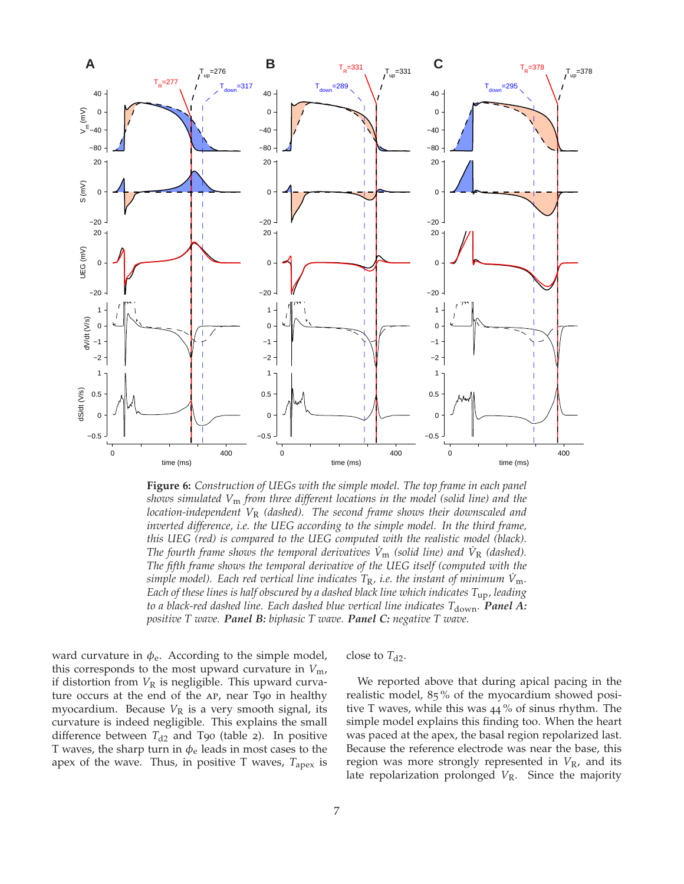**Figure 6:** *Construction of UEGs with the simple model. The top frame in each panel shows simulated $V_m$ from three different locations in the model (solid line) and the location-independent $V_R$ (dashed). The second frame shows their downscaled and inverted difference, i.e. the UEG according to the simple model. In the third frame, this UEG (red) is compared to the UEG computed with the realistic model (black). The fourth frame shows the temporal derivatives $\dot{V}_m$ (solid line) and $\dot{V}_R$ (dashed). The fifth frame shows the temporal derivative of the UEG itself (computed with the simple model). Each red vertical line indicates $T_R$, i.e. the instant of minimum $\dot{V}_m$. Each of these lines is half obscured by a dashed black line which indicates $T_{up}$, leading to a black-red dashed line. Each dashed blue vertical line indicates $T_{down}$.* ***Panel A:*** *positive T wave.* ***Panel B:*** *biphasic T wave.* ***Panel C:*** *negative T wave.*

ward curvature in $\phi_e$. According to the simple model, this corresponds to the most upward curvature in $V_m$, if distortion from $V_R$ is negligible. This upward curvature occurs at the end of the AP, near T90 in healthy myocardium. Because $V_R$ is a very smooth signal, its curvature is indeed negligible. This explains the small difference between $T_{d2}$ and T90 (table 2). In positive T waves, the sharp turn in $\phi_e$ leads in most cases to the apex of the wave. Thus, in positive T waves, $T_{apex}$ is close to $T_{d2}$.

We reported above that during apical pacing in the realistic model, 85 % of the myocardium showed positive T waves, while this was 44 % of sinus rhythm. The simple model explains this finding too. When the heart was paced at the apex, the basal region repolarized last. Because the reference electrode was near the base, this region was more strongly represented in $V_R$, and its late repolarization prolonged $V_R$. Since the majority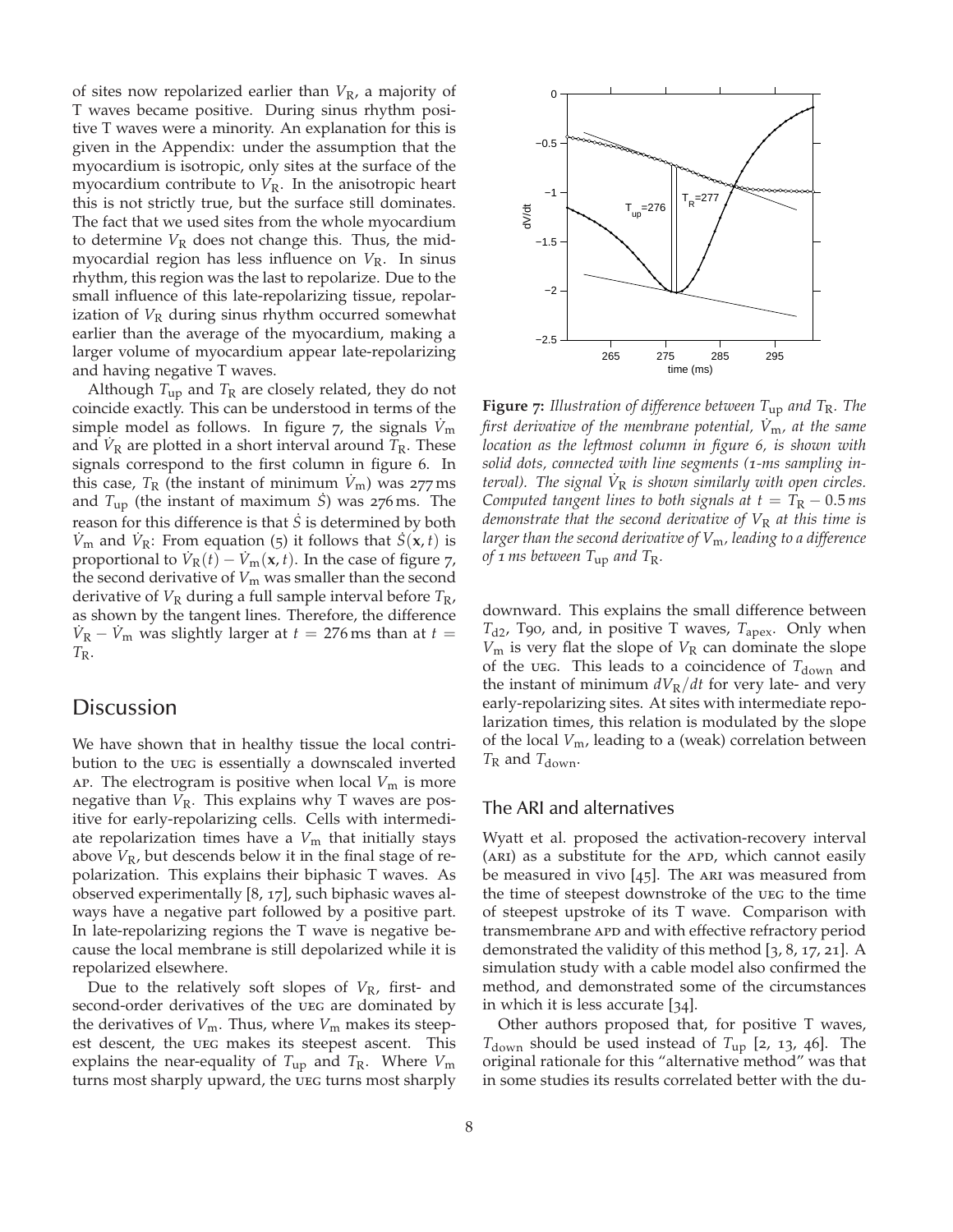of sites now repolarized earlier than $V_R$, a majority of T waves became positive. During sinus rhythm positive T waves were a minority. An explanation for this is given in the Appendix: under the assumption that the myocardium is isotropic, only sites at the surface of the myocardium contribute to $V_R$. In the anisotropic heart this is not strictly true, but the surface still dominates. The fact that we used sites from the whole myocardium to determine $V_R$ does not change this. Thus, the midmyocardial region has less influence on $V_R$. In sinus rhythm, this region was the last to repolarize. Due to the small influence of this late-repolarizing tissue, repolarization of $V_R$ during sinus rhythm occurred somewhat earlier than the average of the myocardium, making a larger volume of myocardium appear late-repolarizing and having negative T waves.

Although $T_{up}$ and $T_R$ are closely related, they do not coincide exactly. This can be understood in terms of the simple model as follows. In figure 7, the signals $\dot{V}_m$ and $\dot{V}_R$ are plotted in a short interval around $T_R$. These signals correspond to the first column in figure 6. In this case, $T_R$ (the instant of minimum $\dot{V}_m$) was 277 ms and $T_{up}$ (the instant of maximum $\dot{S}$) was 276 ms. The reason for this difference is that $\dot{S}$ is determined by both $\dot{V}_m$ and $\dot{V}_R$: From equation (5) it follows that $\dot{S}(\mathbf{x}, t)$ is proportional to $\dot{V}_R(t) - \dot{V}_m(\mathbf{x}, t)$. In the case of figure 7, the second derivative of $V_m$ was smaller than the second derivative of $V_R$ during a full sample interval before $T_R$, as shown by the tangent lines. Therefore, the difference $\dot{V}_R - \dot{V}_m$ was slightly larger at $t = 276$ ms than at $t = T_R$.

**Figure 7:** *Illustration of difference between $T_{up}$ and $T_R$. The first derivative of the membrane potential, $\dot{V}_m$, at the same location as the leftmost column in figure 6, is shown with solid dots, connected with line segments (1-ms sampling interval). The signal $\dot{V}_R$ is shown similarly with open circles. Computed tangent lines to both signals at $t = T_R - 0.5$ ms demonstrate that the second derivative of $V_R$ at this time is larger than the second derivative of $V_m$, leading to a difference of 1 ms between $T_{up}$ and $T_R$.*

## Discussion

We have shown that in healthy tissue the local contribution to the UEG is essentially a downscaled inverted AP. The electrogram is positive when local $V_m$ is more negative than $V_R$. This explains why T waves are positive for early-repolarizing cells. Cells with intermediate repolarization times have a $V_m$ that initially stays above $V_R$, but descends below it in the final stage of repolarization. This explains their biphasic T waves. As observed experimentally [8, 17], such biphasic waves always have a negative part followed by a positive part. In late-repolarizing regions the T wave is negative because the local membrane is still depolarized while it is repolarized elsewhere.

Due to the relatively soft slopes of $V_R$, first- and second-order derivatives of the UEG are dominated by the derivatives of $V_m$. Thus, where $V_m$ makes its steepest descent, the UEG makes its steepest ascent. This explains the near-equality of $T_{up}$ and $T_R$. Where $V_m$ turns most sharply upward, the UEG turns most sharply downward. This explains the small difference between $T_{d2}$, T90, and, in positive T waves, $T_{apex}$. Only when $V_m$ is very flat the slope of $V_R$ can dominate the slope of the UEG. This leads to a coincidence of $T_{down}$ and the instant of minimum $dV_R/dt$ for very late- and very early-repolarizing sites. At sites with intermediate repolarization times, this relation is modulated by the slope of the local $V_m$, leading to a (weak) correlation between $T_R$ and $T_{down}$.

### The ARI and alternatives

Wyatt et al. proposed the activation-recovery interval (ARI) as a substitute for the APD, which cannot easily be measured in vivo [45]. The ARI was measured from the time of steepest downstroke of the UEG to the time of steepest upstroke of its T wave. Comparison with transmembrane APD and with effective refractory period demonstrated the validity of this method [3, 8, 17, 21]. A simulation study with a cable model also confirmed the method, and demonstrated some of the circumstances in which it is less accurate [34].

Other authors proposed that, for positive T waves, $T_{down}$ should be used instead of $T_{up}$ [2, 13, 46]. The original rationale for this "alternative method" was that in some studies its results correlated better with the du-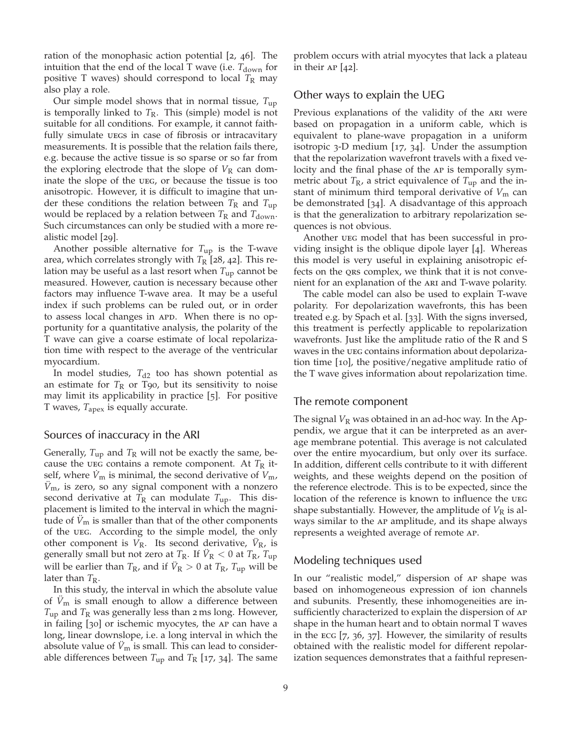ration of the monophasic action potential [2, 46]. The intuition that the end of the local T wave (i.e. $T_{\text{down}}$ for positive T waves) should correspond to local $T_R$ may also play a role.

Our simple model shows that in normal tissue, $T_{\text{up}}$ is temporally linked to $T_R$. This (simple) model is not suitable for all conditions. For example, it cannot faithfully simulate UEGs in case of fibrosis or intracavitary measurements. It is possible that the relation fails there, e.g. because the active tissue is so sparse or so far from the exploring electrode that the slope of $V_R$ can dominate the slope of the UEG, or because the tissue is too anisotropic. However, it is difficult to imagine that under these conditions the relation between $T_R$ and $T_{\text{up}}$ would be replaced by a relation between $T_R$ and $T_{\text{down}}$. Such circumstances can only be studied with a more realistic model [29].

Another possible alternative for $T_{\text{up}}$ is the T-wave area, which correlates strongly with $T_R$ [28, 42]. This relation may be useful as a last resort when $T_{\text{up}}$ cannot be measured. However, caution is necessary because other factors may influence T-wave area. It may be a useful index if such problems can be ruled out, or in order to assess local changes in APD. When there is no opportunity for a quantitative analysis, the polarity of the T wave can give a coarse estimate of local repolarization time with respect to the average of the ventricular myocardium.

In model studies, $T_{d2}$ too has shown potential as an estimate for $T_R$ or T90, but its sensitivity to noise may limit its applicability in practice [5]. For positive T waves, $T_{\text{apex}}$ is equally accurate.

## Sources of inaccuracy in the ARI

Generally, $T_{\text{up}}$ and $T_R$ will not be exactly the same, because the UEG contains a remote component. At $T_R$ itself, where $\dot{V}_m$ is minimal, the second derivative of $V_m$, $\ddot{V}_m$, is zero, so any signal component with a nonzero second derivative at $T_R$ can modulate $T_{\text{up}}$. This displacement is limited to the interval in which the magnitude of $\ddot{V}_m$ is smaller than that of the other components of the UEG. According to the simple model, the only other component is $V_R$. Its second derivative, $\ddot{V}_R$, is generally small but not zero at $T_R$. If $\ddot{V}_R < 0$ at $T_R$, $T_{\text{up}}$ will be earlier than $T_R$, and if $\ddot{V}_R > 0$ at $T_R$, $T_{\text{up}}$ will be later than $T_R$.

In this study, the interval in which the absolute value of $\ddot{V}_m$ is small enough to allow a difference between $T_{\text{up}}$ and $T_R$ was generally less than 2 ms long. However, in failing [30] or ischemic myocytes, the AP can have a long, linear downslope, i.e. a long interval in which the absolute value of $\ddot{V}_m$ is small. This can lead to considerable differences between $T_{\text{up}}$ and $T_R$ [17, 34]. The same problem occurs with atrial myocytes that lack a plateau in their AP [42].

## Other ways to explain the UEG

Previous explanations of the validity of the ARI were based on propagation in a uniform cable, which is equivalent to plane-wave propagation in a uniform isotropic 3-D medium [17, 34]. Under the assumption that the repolarization wavefront travels with a fixed velocity and the final phase of the AP is temporally symmetric about $T_R$, a strict equivalence of $T_{\text{up}}$ and the instant of minimum third temporal derivative of $V_m$ can be demonstrated [34]. A disadvantage of this approach is that the generalization to arbitrary repolarization sequences is not obvious.

Another UEG model that has been successful in providing insight is the oblique dipole layer [4]. Whereas this model is very useful in explaining anisotropic effects on the QRS complex, we think that it is not convenient for an explanation of the ARI and T-wave polarity.

The cable model can also be used to explain T-wave polarity. For depolarization wavefronts, this has been treated e.g. by Spach et al. [33]. With the signs inversed, this treatment is perfectly applicable to repolarization wavefronts. Just like the amplitude ratio of the R and S waves in the UEG contains information about depolarization time [10], the positive/negative amplitude ratio of the T wave gives information about repolarization time.

## The remote component

The signal $V_R$ was obtained in an ad-hoc way. In the Appendix, we argue that it can be interpreted as an average membrane potential. This average is not calculated over the entire myocardium, but only over its surface. In addition, different cells contribute to it with different weights, and these weights depend on the position of the reference electrode. This is to be expected, since the location of the reference is known to influence the UEG shape substantially. However, the amplitude of $V_R$ is always similar to the AP amplitude, and its shape always represents a weighted average of remote AP.

## Modeling techniques used

In our "realistic model," dispersion of AP shape was based on inhomogeneous expression of ion channels and subunits. Presently, these inhomogeneities are insufficiently characterized to explain the dispersion of AP shape in the human heart and to obtain normal T waves in the ECG [7, 36, 37]. However, the similarity of results obtained with the realistic model for different repolarization sequences demonstrates that a faithful represen-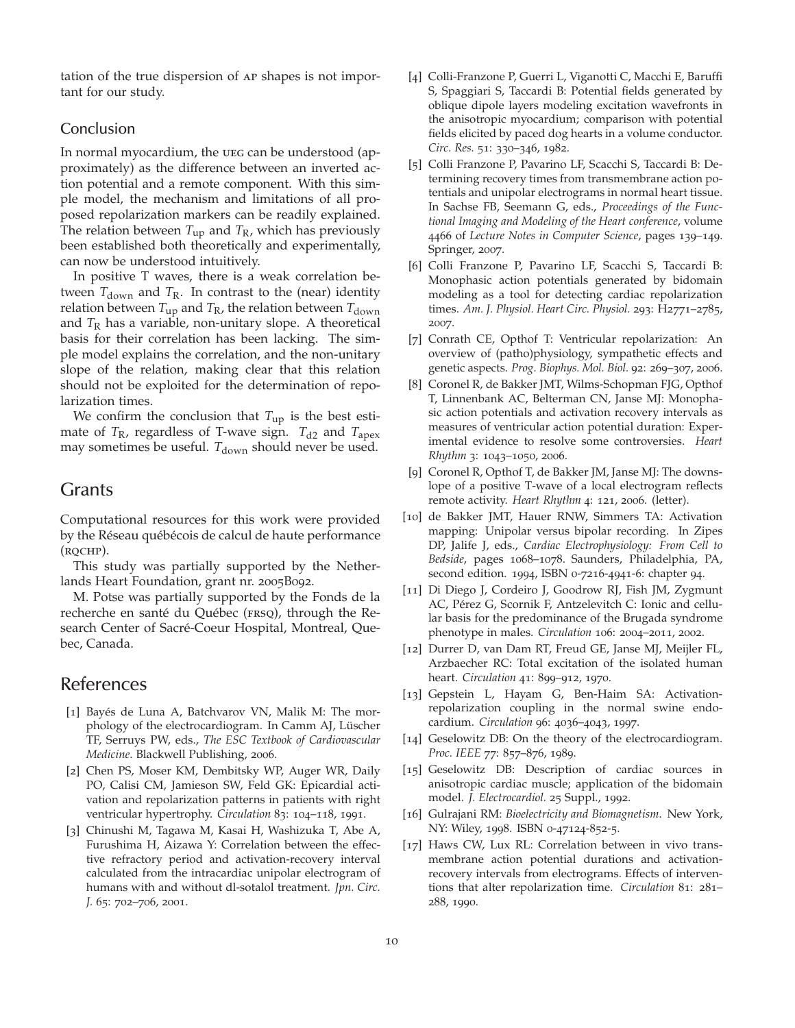tation of the true dispersion of AP shapes is not important for our study.

### Conclusion

In normal myocardium, the UEG can be understood (approximately) as the difference between an inverted action potential and a remote component. With this simple model, the mechanism and limitations of all proposed repolarization markers can be readily explained. The relation between $T_{\mathrm{up}}$ and $T_{\mathrm{R}}$, which has previously been established both theoretically and experimentally, can now be understood intuitively.

In positive T waves, there is a weak correlation between $T_{\mathrm{down}}$ and $T_{\mathrm{R}}$. In contrast to the (near) identity relation between $T_{\mathrm{up}}$ and $T_{\mathrm{R}}$, the relation between $T_{\mathrm{down}}$ and $T_{\mathrm{R}}$ has a variable, non-unitary slope. A theoretical basis for their correlation has been lacking. The simple model explains the correlation, and the non-unitary slope of the relation, making clear that this relation should not be exploited for the determination of repolarization times.

We confirm the conclusion that $T_{\mathrm{up}}$ is the best estimate of $T_{\mathrm{R}}$, regardless of T-wave sign. $T_{\mathrm{d2}}$ and $T_{\mathrm{apex}}$ may sometimes be useful. $T_{\mathrm{down}}$ should never be used.

## Grants

Computational resources for this work were provided by the Réseau québécois de calcul de haute performance (RQCHP).

This study was partially supported by the Netherlands Heart Foundation, grant nr. 2005B092.

M. Potse was partially supported by the Fonds de la recherche en santé du Québec (FRSQ), through the Research Center of Sacré-Coeur Hospital, Montreal, Quebec, Canada.

## References

[1] Bayés de Luna A, Batchvarov VN, Malik M: The morphology of the electrocardiogram. In Camm AJ, Lüscher TF, Serruys PW, eds., *The ESC Textbook of Cardiovascular Medicine*. Blackwell Publishing, 2006.

[2] Chen PS, Moser KM, Dembitsky WP, Auger WR, Daily PO, Calisi CM, Jamieson SW, Feld GK: Epicardial activation and repolarization patterns in patients with right ventricular hypertrophy. *Circulation* 83: 104–118, 1991.

[3] Chinushi M, Tagawa M, Kasai H, Washizuka T, Abe A, Furushima H, Aizawa Y: Correlation between the effective refractory period and activation-recovery interval calculated from the intracardiac unipolar electrogram of humans with and without dl-sotalol treatment. *Jpn. Circ. J.* 65: 702–706, 2001.

[4] Colli-Franzone P, Guerri L, Viganotti C, Macchi E, Baruffi S, Spaggiari S, Taccardi B: Potential fields generated by oblique dipole layers modeling excitation wavefronts in the anisotropic myocardium; comparison with potential fields elicited by paced dog hearts in a volume conductor. *Circ. Res.* 51: 330–346, 1982.

[5] Colli Franzone P, Pavarino LF, Scacchi S, Taccardi B: Determining recovery times from transmembrane action potentials and unipolar electrograms in normal heart tissue. In Sachse FB, Seemann G, eds., *Proceedings of the Functional Imaging and Modeling of the Heart conference*, volume 4466 of *Lecture Notes in Computer Science*, pages 139–149. Springer, 2007.

[6] Colli Franzone P, Pavarino LF, Scacchi S, Taccardi B: Monophasic action potentials generated by bidomain modeling as a tool for detecting cardiac repolarization times. *Am. J. Physiol. Heart Circ. Physiol.* 293: H2771–2785, 2007.

[7] Conrath CE, Opthof T: Ventricular repolarization: An overview of (patho)physiology, sympathetic effects and genetic aspects. *Prog. Biophys. Mol. Biol.* 92: 269–307, 2006.

[8] Coronel R, de Bakker JMT, Wilms-Schopman FJG, Opthof T, Linnenbank AC, Belterman CN, Janse MJ: Monophasic action potentials and activation recovery intervals as measures of ventricular action potential duration: Experimental evidence to resolve some controversies. *Heart Rhythm* 3: 1043–1050, 2006.

[9] Coronel R, Opthof T, de Bakker JM, Janse MJ: The downslope of a positive T-wave of a local electrogram reflects remote activity. *Heart Rhythm* 4: 121, 2006. (letter).

[10] de Bakker JMT, Hauer RNW, Simmers TA: Activation mapping: Unipolar versus bipolar recording. In Zipes DP, Jalife J, eds., *Cardiac Electrophysiology: From Cell to Bedside*, pages 1068–1078. Saunders, Philadelphia, PA, second edition. 1994, ISBN 0-7216-4941-6: chapter 94.

[11] Di Diego J, Cordeiro J, Goodrow RJ, Fish JM, Zygmunt AC, Pérez G, Scornik F, Antzelevitch C: Ionic and cellular basis for the predominance of the Brugada syndrome phenotype in males. *Circulation* 106: 2004–2011, 2002.

[12] Durrer D, van Dam RT, Freud GE, Janse MJ, Meijler FL, Arzbaecher RC: Total excitation of the isolated human heart. *Circulation* 41: 899–912, 1970.

[13] Gepstein L, Hayam G, Ben-Haim SA: Activation-repolarization coupling in the normal swine endocardium. *Circulation* 96: 4036–4043, 1997.

[14] Geselowitz DB: On the theory of the electrocardiogram. *Proc. IEEE* 77: 857–876, 1989.

[15] Geselowitz DB: Description of cardiac sources in anisotropic cardiac muscle; application of the bidomain model. *J. Electrocardiol.* 25 Suppl., 1992.

[16] Gulrajani RM: *Bioelectricity and Biomagnetism*. New York, NY: Wiley, 1998. ISBN 0-47124-852-5.

[17] Haws CW, Lux RL: Correlation between in vivo transmembrane action potential durations and activation-recovery intervals from electrograms. Effects of interventions that alter repolarization time. *Circulation* 81: 281–288, 1990.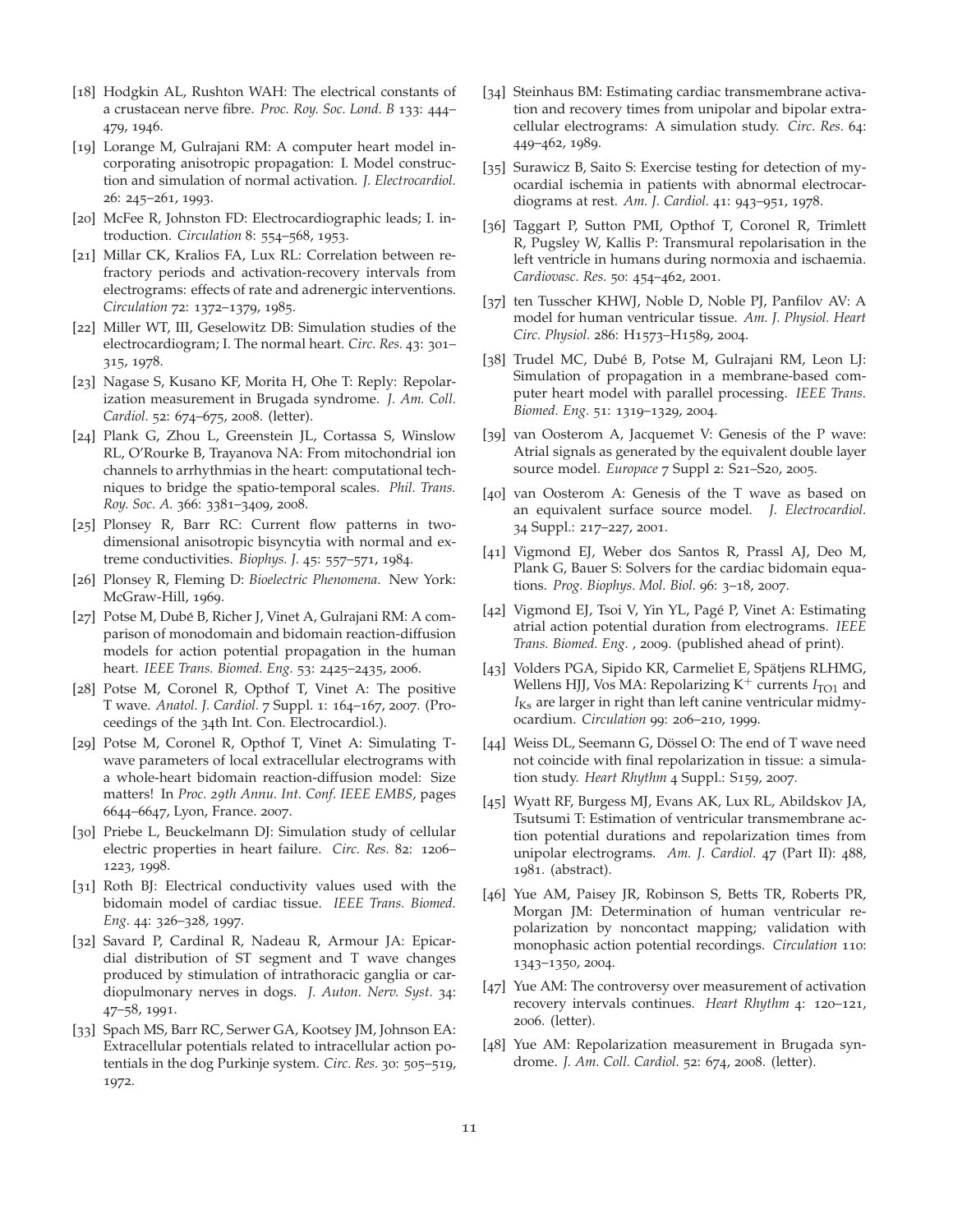[18] Hodgkin AL, Rushton WAH: The electrical constants of a crustacean nerve fibre. *Proc. Roy. Soc. Lond. B* 133: 444–479, 1946.

[19] Lorange M, Gulrajani RM: A computer heart model incorporating anisotropic propagation: I. Model construction and simulation of normal activation. *J. Electrocardiol.* 26: 245–261, 1993.

[20] McFee R, Johnston FD: Electrocardiographic leads; I. introduction. *Circulation* 8: 554–568, 1953.

[21] Millar CK, Kralios FA, Lux RL: Correlation between refractory periods and activation-recovery intervals from electrograms: effects of rate and adrenergic interventions. *Circulation* 72: 1372–1379, 1985.

[22] Miller WT, III, Geselowitz DB: Simulation studies of the electrocardiogram; I. The normal heart. *Circ. Res.* 43: 301–315, 1978.

[23] Nagase S, Kusano KF, Morita H, Ohe T: Reply: Repolarization measurement in Brugada syndrome. *J. Am. Coll. Cardiol.* 52: 674–675, 2008. (letter).

[24] Plank G, Zhou L, Greenstein JL, Cortassa S, Winslow RL, O'Rourke B, Trayanova NA: From mitochondrial ion channels to arrhythmias in the heart: computational techniques to bridge the spatio-temporal scales. *Phil. Trans. Roy. Soc. A.* 366: 3381–3409, 2008.

[25] Plonsey R, Barr RC: Current flow patterns in two-dimensional anisotropic bisyncytia with normal and extreme conductivities. *Biophys. J.* 45: 557–571, 1984.

[26] Plonsey R, Fleming D: *Bioelectric Phenomena*. New York: McGraw-Hill, 1969.

[27] Potse M, Dubé B, Richer J, Vinet A, Gulrajani RM: A comparison of monodomain and bidomain reaction-diffusion models for action potential propagation in the human heart. *IEEE Trans. Biomed. Eng.* 53: 2425–2435, 2006.

[28] Potse M, Coronel R, Opthof T, Vinet A: The positive T wave. *Anatol. J. Cardiol.* 7 Suppl. 1: 164–167, 2007. (Proceedings of the 34th Int. Con. Electrocardiol.).

[29] Potse M, Coronel R, Opthof T, Vinet A: Simulating T-wave parameters of local extracellular electrograms with a whole-heart bidomain reaction-diffusion model: Size matters! In *Proc. 29th Annu. Int. Conf. IEEE EMBS*, pages 6644–6647, Lyon, France. 2007.

[30] Priebe L, Beuckelmann DJ: Simulation study of cellular electric properties in heart failure. *Circ. Res.* 82: 1206–1223, 1998.

[31] Roth BJ: Electrical conductivity values used with the bidomain model of cardiac tissue. *IEEE Trans. Biomed. Eng.* 44: 326–328, 1997.

[32] Savard P, Cardinal R, Nadeau R, Armour JA: Epicardial distribution of ST segment and T wave changes produced by stimulation of intrathoracic ganglia or cardiopulmonary nerves in dogs. *J. Auton. Nerv. Syst.* 34: 47–58, 1991.

[33] Spach MS, Barr RC, Serwer GA, Kootsey JM, Johnson EA: Extracellular potentials related to intracellular action potentials in the dog Purkinje system. *Circ. Res.* 30: 505–519, 1972.

[34] Steinhaus BM: Estimating cardiac transmembrane activation and recovery times from unipolar and bipolar extracellular electrograms: A simulation study. *Circ. Res.* 64: 449–462, 1989.

[35] Surawicz B, Saito S: Exercise testing for detection of myocardial ischemia in patients with abnormal electrocardiograms at rest. *Am. J. Cardiol.* 41: 943–951, 1978.

[36] Taggart P, Sutton PMI, Opthof T, Coronel R, Trimlett R, Pugsley W, Kallis P: Transmural repolarisation in the left ventricle in humans during normoxia and ischaemia. *Cardiovasc. Res.* 50: 454–462, 2001.

[37] ten Tusscher KHWJ, Noble D, Noble PJ, Panfilov AV: A model for human ventricular tissue. *Am. J. Physiol. Heart Circ. Physiol.* 286: H1573–H1589, 2004.

[38] Trudel MC, Dubé B, Potse M, Gulrajani RM, Leon LJ: Simulation of propagation in a membrane-based computer heart model with parallel processing. *IEEE Trans. Biomed. Eng.* 51: 1319–1329, 2004.

[39] van Oosterom A, Jacquemet V: Genesis of the P wave: Atrial signals as generated by the equivalent double layer source model. *Europace* 7 Suppl 2: S21–S20, 2005.

[40] van Oosterom A: Genesis of the T wave as based on an equivalent surface source model. *J. Electrocardiol.* 34 Suppl.: 217–227, 2001.

[41] Vigmond EJ, Weber dos Santos R, Prassl AJ, Deo M, Plank G, Bauer S: Solvers for the cardiac bidomain equations. *Prog. Biophys. Mol. Biol.* 96: 3–18, 2007.

[42] Vigmond EJ, Tsoi V, Yin YL, Pagé P, Vinet A: Estimating atrial action potential duration from electrograms. *IEEE Trans. Biomed. Eng.* , 2009. (published ahead of print).

[43] Volders PGA, Sipido KR, Carmeliet E, Spätjens RLHMG, Wellens HJJ, Vos MA: Repolarizing $K^+$ currents $I_{TO1}$ and $I_{Ks}$ are larger in right than left canine ventricular midmyocardium. *Circulation* 99: 206–210, 1999.

[44] Weiss DL, Seemann G, Dössel O: The end of T wave need not coincide with final repolarization in tissue: a simulation study. *Heart Rhythm* 4 Suppl.: S159, 2007.

[45] Wyatt RF, Burgess MJ, Evans AK, Lux RL, Abildskov JA, Tsutsumi T: Estimation of ventricular transmembrane action potential durations and repolarization times from unipolar electrograms. *Am. J. Cardiol.* 47 (Part II): 488, 1981. (abstract).

[46] Yue AM, Paisey JR, Robinson S, Betts TR, Roberts PR, Morgan JM: Determination of human ventricular repolarization by noncontact mapping; validation with monophasic action potential recordings. *Circulation* 110: 1343–1350, 2004.

[47] Yue AM: The controversy over measurement of activation recovery intervals continues. *Heart Rhythm* 4: 120–121, 2006. (letter).

[48] Yue AM: Repolarization measurement in Brugada syndrome. *J. Am. Coll. Cardiol.* 52: 674, 2008. (letter).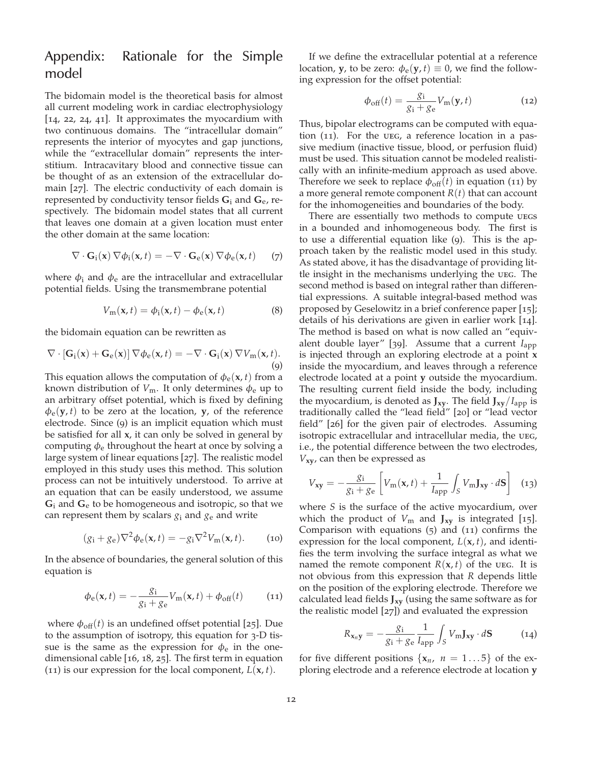## Appendix: Rationale for the Simple model

The bidomain model is the theoretical basis for almost all current modeling work in cardiac electrophysiology [14, 22, 24, 41]. It approximates the myocardium with two continuous domains. The "intracellular domain" represents the interior of myocytes and gap junctions, while the "extracellular domain" represents the interstitium. Intracavitary blood and connective tissue can be thought of as an extension of the extracellular domain [27]. The electric conductivity of each domain is represented by conductivity tensor fields $\mathbf{G}_\mathrm{i}$ and $\mathbf{G}_\mathrm{e}$, respectively. The bidomain model states that all current that leaves one domain at a given location must enter the other domain at the same location:

$$\nabla \cdot \mathbf{G}_\mathrm{i}(\mathbf{x}) \nabla \phi_\mathrm{i}(\mathbf{x}, t) = -\nabla \cdot \mathbf{G}_\mathrm{e}(\mathbf{x}) \nabla \phi_\mathrm{e}(\mathbf{x}, t) \tag{7}$$

where $\phi_\mathrm{i}$ and $\phi_\mathrm{e}$ are the intracellular and extracellular potential fields. Using the transmembrane potential

$$V_\mathrm{m}(\mathbf{x}, t) = \phi_\mathrm{i}(\mathbf{x}, t) - \phi_\mathrm{e}(\mathbf{x}, t) \tag{8}$$

the bidomain equation can be rewritten as

$$\nabla \cdot [\mathbf{G}_\mathrm{i}(\mathbf{x}) + \mathbf{G}_\mathrm{e}(\mathbf{x})] \nabla \phi_\mathrm{e}(\mathbf{x}, t) = -\nabla \cdot \mathbf{G}_\mathrm{i}(\mathbf{x}) \nabla V_\mathrm{m}(\mathbf{x}, t). \tag{9}$$

This equation allows the computation of $\phi_\mathrm{e}(\mathbf{x}, t)$ from a known distribution of $V_\mathrm{m}$. It only determines $\phi_\mathrm{e}$ up to an arbitrary offset potential, which is fixed by defining $\phi_\mathrm{e}(\mathbf{y}, t)$ to be zero at the location, $\mathbf{y}$, of the reference electrode. Since (9) is an implicit equation which must be satisfied for all $\mathbf{x}$, it can only be solved in general by computing $\phi_\mathrm{e}$ throughout the heart at once by solving a large system of linear equations [27]. The realistic model employed in this study uses this method. This solution process can not be intuitively understood. To arrive at an equation that can be easily understood, we assume $\mathbf{G}_\mathrm{i}$ and $\mathbf{G}_\mathrm{e}$ to be homogeneous and isotropic, so that we can represent them by scalars $g_\mathrm{i}$ and $g_\mathrm{e}$ and write

$$(g_\mathrm{i} + g_\mathrm{e}) \nabla^2 \phi_\mathrm{e}(\mathbf{x}, t) = -g_\mathrm{i} \nabla^2 V_\mathrm{m}(\mathbf{x}, t). \tag{10}$$

In the absence of boundaries, the general solution of this equation is

$$\phi_\mathrm{e}(\mathbf{x}, t) = -\frac{g_\mathrm{i}}{g_\mathrm{i} + g_\mathrm{e}} V_\mathrm{m}(\mathbf{x}, t) + \phi_\mathrm{off}(t) \tag{11}$$

where $\phi_\mathrm{off}(t)$ is an undefined offset potential [25]. Due to the assumption of isotropy, this equation for 3-D tissue is the same as the expression for $\phi_\mathrm{e}$ in the one-dimensional cable [16, 18, 25]. The first term in equation (11) is our expression for the local component, $L(\mathbf{x}, t)$.

If we define the extracellular potential at a reference location, $\mathbf{y}$, to be zero: $\phi_\mathrm{e}(\mathbf{y}, t) \equiv 0$, we find the following expression for the offset potential:

$$\phi_\mathrm{off}(t) = \frac{g_\mathrm{i}}{g_\mathrm{i} + g_\mathrm{e}} V_\mathrm{m}(\mathbf{y}, t) \tag{12}$$

Thus, bipolar electrograms can be computed with equation (11). For the UEG, a reference location in a passive medium (inactive tissue, blood, or perfusion fluid) must be used. This situation cannot be modeled realistically with an infinite-medium approach as used above. Therefore we seek to replace $\phi_\mathrm{off}(t)$ in equation (11) by a more general remote component $R(t)$ that can account for the inhomogeneities and boundaries of the body.

There are essentially two methods to compute UEGs in a bounded and inhomogeneous body. The first is to use a differential equation like (9). This is the approach taken by the realistic model used in this study. As stated above, it has the disadvantage of providing little insight in the mechanisms underlying the UEG. The second method is based on integral rather than differential expressions. A suitable integral-based method was proposed by Geselowitz in a brief conference paper [15]; details of his derivations are given in earlier work [14]. The method is based on what is now called an "equivalent double layer" [39]. Assume that a current $I_\mathrm{app}$ is injected through an exploring electrode at a point $\mathbf{x}$ inside the myocardium, and leaves through a reference electrode located at a point $\mathbf{y}$ outside the myocardium. The resulting current field inside the body, including the myocardium, is denoted as $\mathbf{J}_{\mathbf{xy}}$. The field $\mathbf{J}_{\mathbf{xy}}/I_\mathrm{app}$ is traditionally called the "lead field" [20] or "lead vector field" [26] for the given pair of electrodes. Assuming isotropic extracellular and intracellular media, the UEG, i.e., the potential difference between the two electrodes, $V_{\mathbf{xy}}$, can then be expressed as

$$V_{\mathbf{xy}} = -\frac{g_\mathrm{i}}{g_\mathrm{i} + g_\mathrm{e}} \left[ V_\mathrm{m}(\mathbf{x}, t) + \frac{1}{I_\mathrm{app}} \int_S V_\mathrm{m} \mathbf{J}_{\mathbf{xy}} \cdot d\mathbf{S} \right] \tag{13}$$

where $S$ is the surface of the active myocardium, over which the product of $V_\mathrm{m}$ and $\mathbf{J}_{\mathbf{xy}}$ is integrated [15]. Comparison with equations (5) and (11) confirms the expression for the local component, $L(\mathbf{x}, t)$, and identifies the term involving the surface integral as what we named the remote component $R(\mathbf{x}, t)$ of the UEG. It is not obvious from this expression that $R$ depends little on the position of the exploring electrode. Therefore we calculated lead fields $\mathbf{J}_{\mathbf{xy}}$ (using the same software as for the realistic model [27]) and evaluated the expression

$$R_{\mathbf{x}_n\mathbf{y}} = -\frac{g_\mathrm{i}}{g_\mathrm{i} + g_\mathrm{e}} \frac{1}{I_\mathrm{app}} \int_S V_\mathrm{m} \mathbf{J}_{\mathbf{xy}} \cdot d\mathbf{S} \tag{14}$$

for five different positions $\{\mathbf{x}_n,\ n = 1 \ldots 5\}$ of the exploring electrode and a reference electrode at location $\mathbf{y}$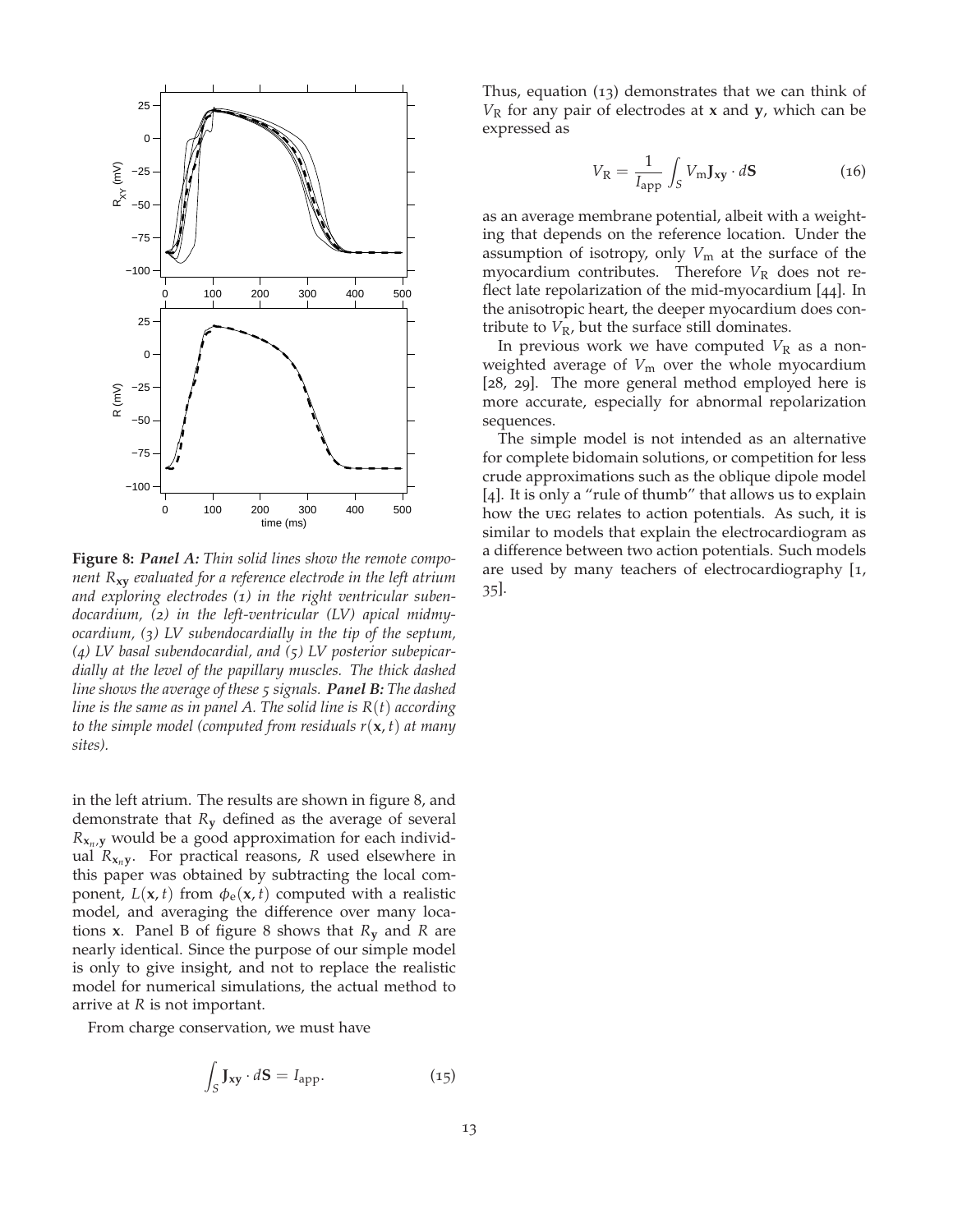$R_{XY}$ (mV)

25
0
−25
−50
−75
−100

0 100 200 300 400 500

R (mV)

25
0
−25
−50
−75
−100

0 100 200 300 400 500

time (ms)

**Figure 8:** ***Panel A:*** *Thin solid lines show the remote component $R_{\mathbf{xy}}$ evaluated for a reference electrode in the left atrium and exploring electrodes (1) in the right ventricular subendocardium, (2) in the left-ventricular (LV) apical midmyocardium, (3) LV subendocardially in the tip of the septum, (4) LV basal subendocardial, and (5) LV posterior subepicardially at the level of the papillary muscles. The thick dashed line shows the average of these 5 signals.* ***Panel B:*** *The dashed line is the same as in panel A. The solid line is $R(t)$ according to the simple model (computed from residuals $r(\mathbf{x}, t)$ at many sites).*

in the left atrium. The results are shown in figure 8, and demonstrate that $R_{\mathbf{y}}$ defined as the average of several $R_{\mathbf{x}_n,\mathbf{y}}$ would be a good approximation for each individual $R_{\mathbf{x}_n\mathbf{y}}$. For practical reasons, $R$ used elsewhere in this paper was obtained by subtracting the local component, $L(\mathbf{x}, t)$ from $\phi_e(\mathbf{x}, t)$ computed with a realistic model, and averaging the difference over many locations $\mathbf{x}$. Panel B of figure 8 shows that $R_{\mathbf{y}}$ and $R$ are nearly identical. Since the purpose of our simple model is only to give insight, and not to replace the realistic model for numerical simulations, the actual method to arrive at $R$ is not important.

From charge conservation, we must have

$$\int_S \mathbf{J}_{\mathbf{xy}} \cdot d\mathbf{S} = I_{\text{app}}. \tag{15}$$

Thus, equation (13) demonstrates that we can think of $V_R$ for any pair of electrodes at $\mathbf{x}$ and $\mathbf{y}$, which can be expressed as

$$V_R = \frac{1}{I_{\text{app}}} \int_S V_m \mathbf{J}_{\mathbf{xy}} \cdot d\mathbf{S} \tag{16}$$

as an average membrane potential, albeit with a weighting that depends on the reference location. Under the assumption of isotropy, only $V_m$ at the surface of the myocardium contributes. Therefore $V_R$ does not reflect late repolarization of the mid-myocardium [44]. In the anisotropic heart, the deeper myocardium does contribute to $V_R$, but the surface still dominates.

In previous work we have computed $V_R$ as a non-weighted average of $V_m$ over the whole myocardium [28, 29]. The more general method employed here is more accurate, especially for abnormal repolarization sequences.

The simple model is not intended as an alternative for complete bidomain solutions, or competition for less crude approximations such as the oblique dipole model [4]. It is only a "rule of thumb" that allows us to explain how the UEG relates to action potentials. As such, it is similar to models that explain the electrocardiogram as a difference between two action potentials. Such models are used by many teachers of electrocardiography [1, 35].